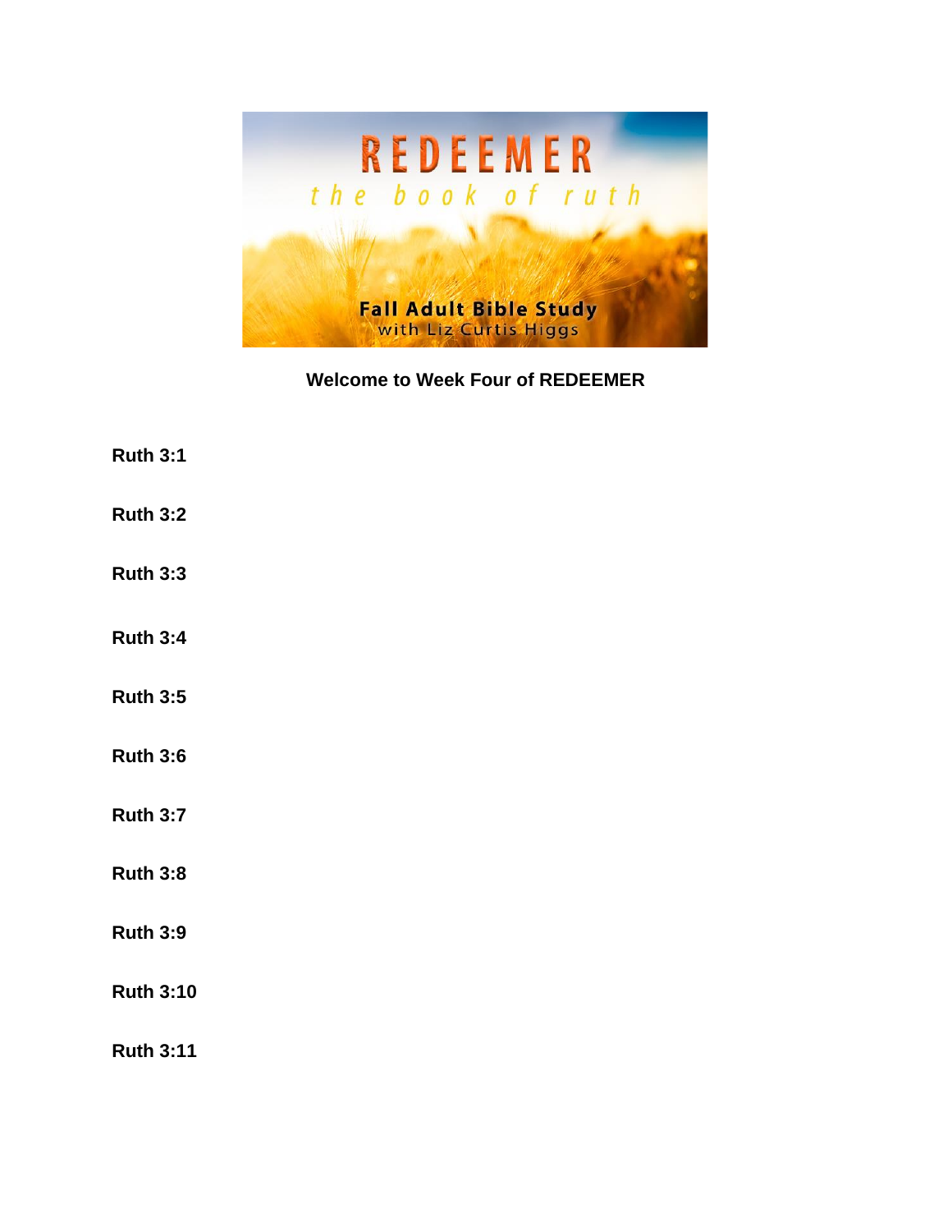REDEEMER

*the book of ruth*

**Fall Adult Bible Study**
with Liz Curtis Higgs

**Welcome to Week Four of REDEEMER**

**Ruth 3:1**

**Ruth 3:2**

**Ruth 3:3**

**Ruth 3:4**

**Ruth 3:5**

**Ruth 3:6**

**Ruth 3:7**

**Ruth 3:8**

**Ruth 3:9**

**Ruth 3:10**

**Ruth 3:11**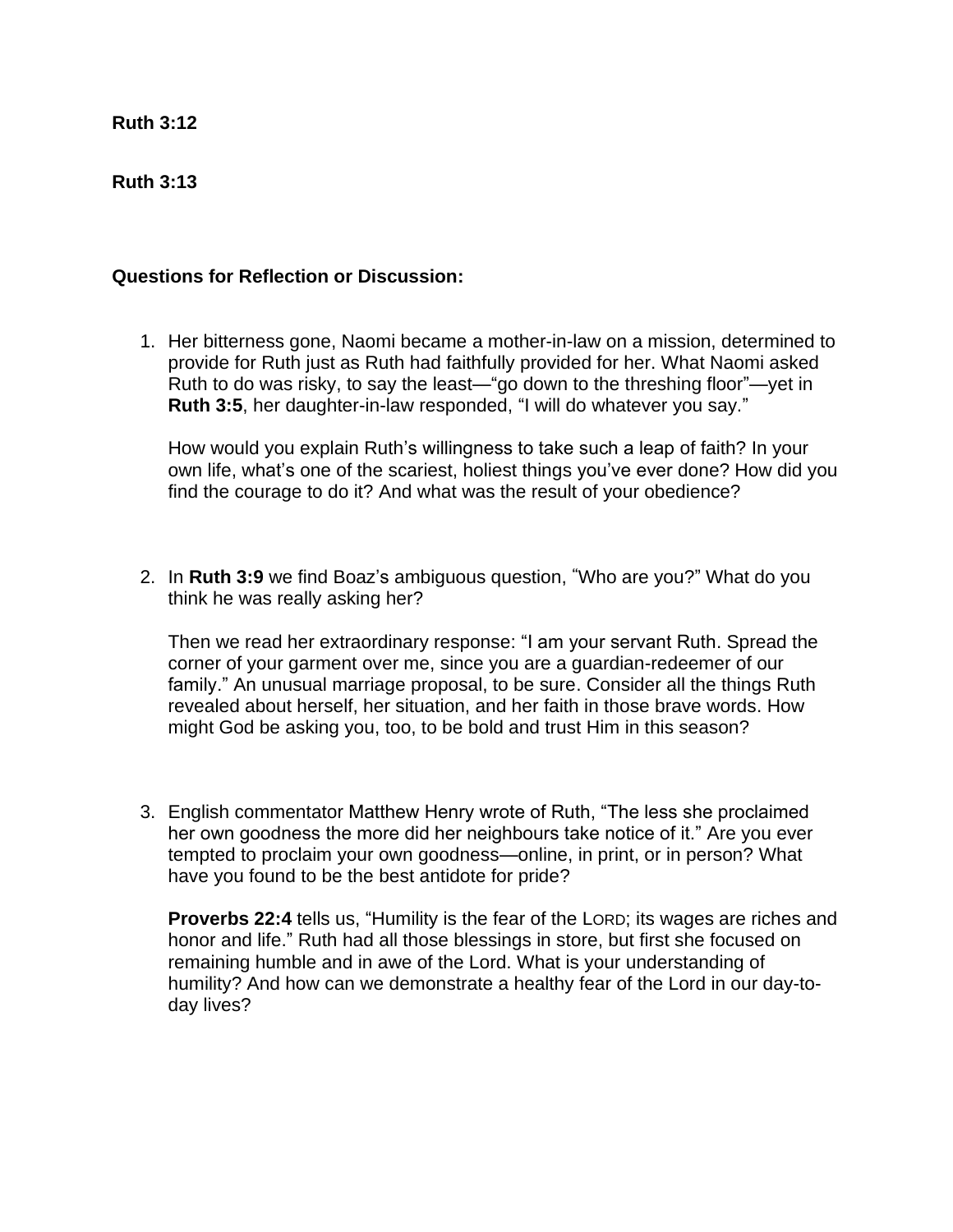**Ruth 3:12**

**Ruth 3:13**

**Questions for Reflection or Discussion:**

1. Her bitterness gone, Naomi became a mother-in-law on a mission, determined to provide for Ruth just as Ruth had faithfully provided for her. What Naomi asked Ruth to do was risky, to say the least—"go down to the threshing floor"—yet in **Ruth 3:5**, her daughter-in-law responded, "I will do whatever you say."

   How would you explain Ruth's willingness to take such a leap of faith? In your own life, what's one of the scariest, holiest things you've ever done? How did you find the courage to do it? And what was the result of your obedience?

2. In **Ruth 3:9** we find Boaz's ambiguous question, "Who are you?" What do you think he was really asking her?

   Then we read her extraordinary response: "I am your servant Ruth. Spread the corner of your garment over me, since you are a guardian-redeemer of our family." An unusual marriage proposal, to be sure. Consider all the things Ruth revealed about herself, her situation, and her faith in those brave words. How might God be asking you, too, to be bold and trust Him in this season?

3. English commentator Matthew Henry wrote of Ruth, "The less she proclaimed her own goodness the more did her neighbours take notice of it." Are you ever tempted to proclaim your own goodness—online, in print, or in person? What have you found to be the best antidote for pride?

   **Proverbs 22:4** tells us, "Humility is the fear of the LORD; its wages are riches and honor and life." Ruth had all those blessings in store, but first she focused on remaining humble and in awe of the Lord. What is your understanding of humility? And how can we demonstrate a healthy fear of the Lord in our day-to-day lives?